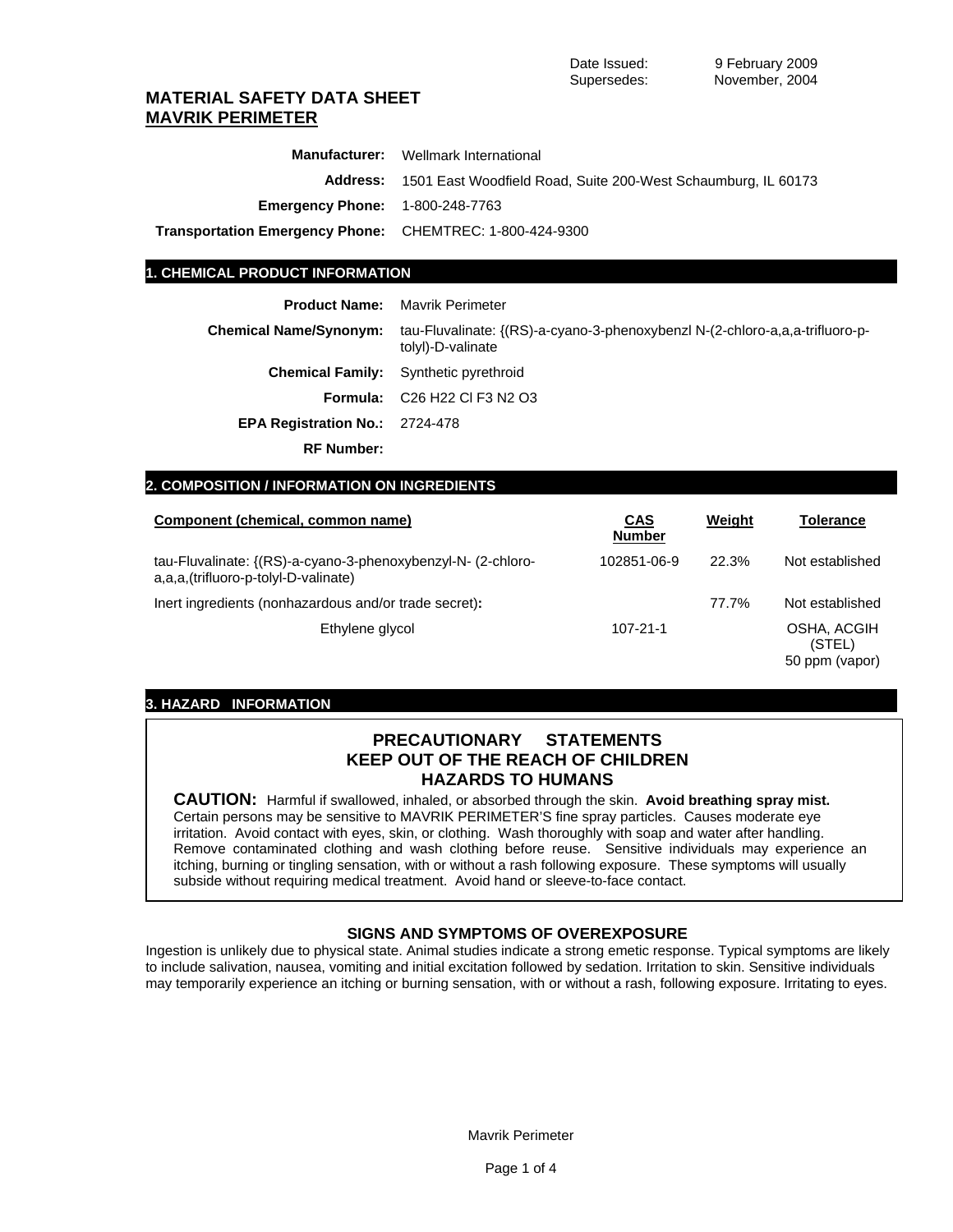Date Issued: 9 February 2009
Supersedes: November, 2004

# MATERIAL SAFETY DATA SHEET
## MAVRIK PERIMETER

**Manufacturer:** Wellmark International

**Address:** 1501 East Woodfield Road, Suite 200-West Schaumburg, IL 60173

**Emergency Phone:** 1-800-248-7763

**Transportation Emergency Phone:** CHEMTREC: 1-800-424-9300

## 1. CHEMICAL PRODUCT INFORMATION

**Product Name:** Mavrik Perimeter

**Chemical Name/Synonym:** tau-Fluvalinate: {(RS)-a-cyano-3-phenoxybenzl N-(2-chloro-a,a,a-trifluoro-p-tolyl)-D-valinate

**Chemical Family:** Synthetic pyrethroid

**Formula:** C26 H22 Cl F3 N2 O3

**EPA Registration No.:** 2724-478

**RF Number:**

## 2. COMPOSITION / INFORMATION ON INGREDIENTS

| Component (chemical, common name) | CAS Number | Weight | Tolerance |
|---|---|---|---|
| tau-Fluvalinate: {(RS)-a-cyano-3-phenoxybenzyl-N- (2-chloro-a,a,a,(trifluoro-p-tolyl-D-valinate) | 102851-06-9 | 22.3% | Not established |
| Inert ingredients (nonhazardous and/or trade secret): | | 77.7% | Not established |
| Ethylene glycol | 107-21-1 | | OSHA, ACGIH (STEL) 50 ppm (vapor) |

## 3. HAZARD INFORMATION

### PRECAUTIONARY STATEMENTS
### KEEP OUT OF THE REACH OF CHILDREN
### HAZARDS TO HUMANS

**CAUTION:** Harmful if swallowed, inhaled, or absorbed through the skin. **Avoid breathing spray mist.** Certain persons may be sensitive to MAVRIK PERIMETER'S fine spray particles. Causes moderate eye irritation. Avoid contact with eyes, skin, or clothing. Wash thoroughly with soap and water after handling. Remove contaminated clothing and wash clothing before reuse. Sensitive individuals may experience an itching, burning or tingling sensation, with or without a rash following exposure. These symptoms will usually subside without requiring medical treatment. Avoid hand or sleeve-to-face contact.

### SIGNS AND SYMPTOMS OF OVEREXPOSURE

Ingestion is unlikely due to physical state. Animal studies indicate a strong emetic response. Typical symptoms are likely to include salivation, nausea, vomiting and initial excitation followed by sedation. Irritation to skin. Sensitive individuals may temporarily experience an itching or burning sensation, with or without a rash, following exposure. Irritating to eyes.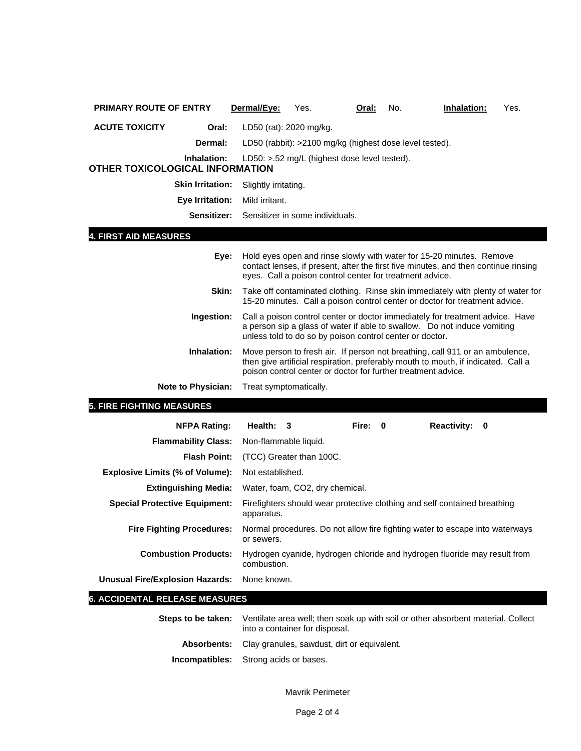| **PRIMARY ROUTE OF ENTRY** | **Dermal/Eye:** Yes. | **Oral:** No. | **Inhalation:** Yes. |
|---|---|---|---|

**ACUTE TOXICITY**

**Oral:** LD50 (rat): 2020 mg/kg.

**Dermal:** LD50 (rabbit): >2100 mg/kg (highest dose level tested).

**Inhalation:** LD50: >.52 mg/L (highest dose level tested).

## OTHER TOXICOLOGICAL INFORMATION

**Skin Irritation:** Slightly irritating.

**Eye Irritation:** Mild irritant.

**Sensitizer:** Sensitizer in some individuals.

## 4. FIRST AID MEASURES

**Eye:** Hold eyes open and rinse slowly with water for 15-20 minutes. Remove contact lenses, if present, after the first five minutes, and then continue rinsing eyes. Call a poison control center for treatment advice.

**Skin:** Take off contaminated clothing. Rinse skin immediately with plenty of water for 15-20 minutes. Call a poison control center or doctor for treatment advice.

**Ingestion:** Call a poison control center or doctor immediately for treatment advice. Have a person sip a glass of water if able to swallow. Do not induce vomiting unless told to do so by poison control center or doctor.

**Inhalation:** Move person to fresh air. If person not breathing, call 911 or an ambulence, then give artificial respiration, preferably mouth to mouth, if indicated. Call a poison control center or doctor for further treatment advice.

**Note to Physician:** Treat symptomatically.

## 5. FIRE FIGHTING MEASURES

**NFPA Rating:** **Health: 3** **Fire: 0** **Reactivity: 0**

**Flammability Class:** Non-flammable liquid.

**Flash Point:** (TCC) Greater than 100C.

**Explosive Limits (% of Volume):** Not established.

**Extinguishing Media:** Water, foam, CO2, dry chemical.

**Special Protective Equipment:** Firefighters should wear protective clothing and self contained breathing apparatus.

**Fire Fighting Procedures:** Normal procedures. Do not allow fire fighting water to escape into waterways or sewers.

**Combustion Products:** Hydrogen cyanide, hydrogen chloride and hydrogen fluoride may result from combustion.

**Unusual Fire/Explosion Hazards:** None known.

## 6. ACCIDENTAL RELEASE MEASURES

**Steps to be taken:** Ventilate area well; then soak up with soil or other absorbent material. Collect into a container for disposal.

**Absorbents:** Clay granules, sawdust, dirt or equivalent.

**Incompatibles:** Strong acids or bases.

Mavrik Perimeter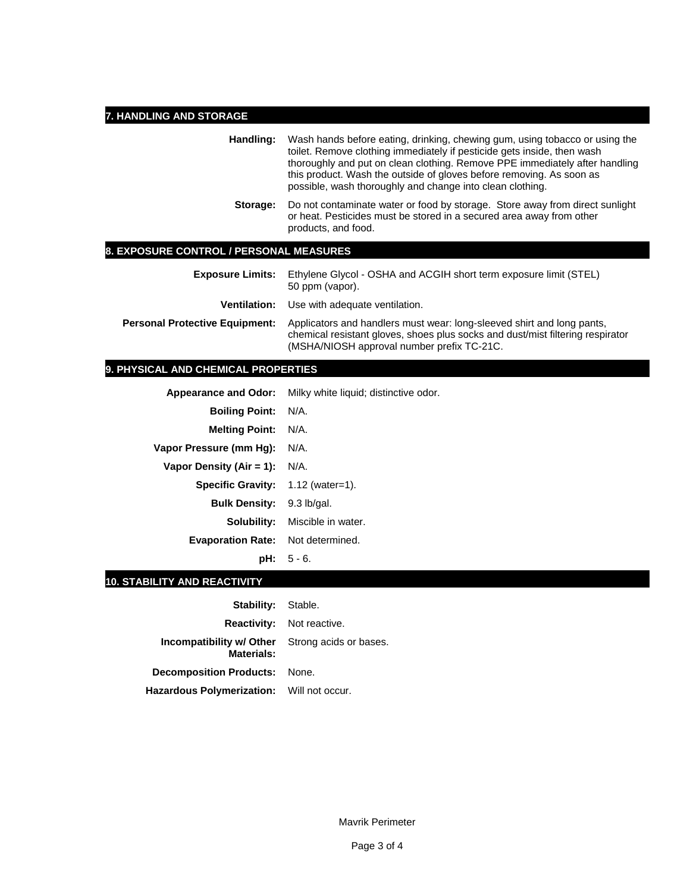## 7. HANDLING AND STORAGE

**Handling:** Wash hands before eating, drinking, chewing gum, using tobacco or using the toilet. Remove clothing immediately if pesticide gets inside, then wash thoroughly and put on clean clothing. Remove PPE immediately after handling this product. Wash the outside of gloves before removing. As soon as possible, wash thoroughly and change into clean clothing.

**Storage:** Do not contaminate water or food by storage. Store away from direct sunlight or heat. Pesticides must be stored in a secured area away from other products, and food.

## 8. EXPOSURE CONTROL / PERSONAL MEASURES

**Exposure Limits:** Ethylene Glycol - OSHA and ACGIH short term exposure limit (STEL) 50 ppm (vapor).

**Ventilation:** Use with adequate ventilation.

**Personal Protective Equipment:** Applicators and handlers must wear: long-sleeved shirt and long pants, chemical resistant gloves, shoes plus socks and dust/mist filtering respirator (MSHA/NIOSH approval number prefix TC-21C.

## 9. PHYSICAL AND CHEMICAL PROPERTIES

**Appearance and Odor:** Milky white liquid; distinctive odor.

**Boiling Point:** N/A.

**Melting Point:** N/A.

**Vapor Pressure (mm Hg):** N/A.

**Vapor Density (Air = 1):** N/A.

**Specific Gravity:** 1.12 (water=1).

**Bulk Density:** 9.3 lb/gal.

**Solubility:** Miscible in water.

**Evaporation Rate:** Not determined.

**pH:** 5 - 6.

## 10. STABILITY AND REACTIVITY

**Stability:** Stable.

**Reactivity:** Not reactive.

**Incompatibility w/ Other Materials:** Strong acids or bases.

**Decomposition Products:** None.

**Hazardous Polymerization:** Will not occur.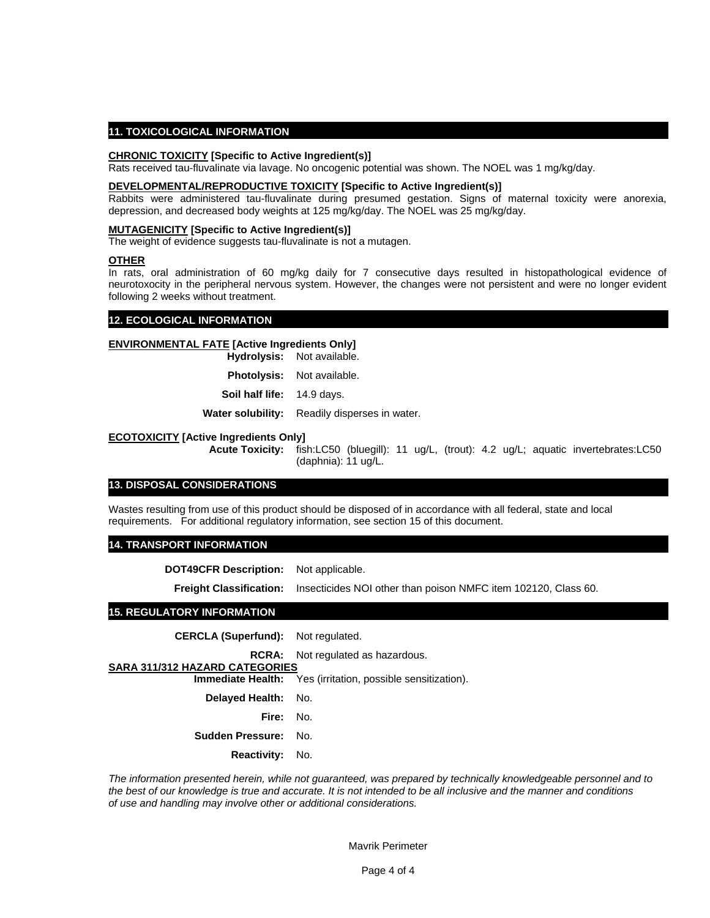## 11. TOXICOLOGICAL INFORMATION

**CHRONIC TOXICITY [Specific to Active Ingredient(s)]**

Rats received tau-fluvalinate via lavage. No oncogenic potential was shown. The NOEL was 1 mg/kg/day.

**DEVELOPMENTAL/REPRODUCTIVE TOXICITY [Specific to Active Ingredient(s)]**

Rabbits were administered tau-fluvalinate during presumed gestation. Signs of maternal toxicity were anorexia, depression, and decreased body weights at 125 mg/kg/day. The NOEL was 25 mg/kg/day.

**MUTAGENICITY [Specific to Active Ingredient(s)]**

The weight of evidence suggests tau-fluvalinate is not a mutagen.

**OTHER**

In rats, oral administration of 60 mg/kg daily for 7 consecutive days resulted in histopathological evidence of neurotoxocity in the peripheral nervous system. However, the changes were not persistent and were no longer evident following 2 weeks without treatment.

## 12. ECOLOGICAL INFORMATION

**ENVIRONMENTAL FATE [Active Ingredients Only]**

**Hydrolysis:** Not available.

**Photolysis:** Not available.

**Soil half life:** 14.9 days.

**Water solubility:** Readily disperses in water.

**ECOTOXICITY [Active Ingredients Only]**

**Acute Toxicity:** fish:LC50 (bluegill): 11 ug/L, (trout): 4.2 ug/L; aquatic invertebrates:LC50 (daphnia): 11 ug/L.

## 13. DISPOSAL CONSIDERATIONS

Wastes resulting from use of this product should be disposed of in accordance with all federal, state and local requirements. For additional regulatory information, see section 15 of this document.

## 14. TRANSPORT INFORMATION

**DOT49CFR Description:** Not applicable.

**Freight Classification:** Insecticides NOI other than poison NMFC item 102120, Class 60.

## 15. REGULATORY INFORMATION

**CERCLA (Superfund):** Not regulated.

**RCRA:** Not regulated as hazardous.

**SARA 311/312 HAZARD CATEGORIES**

**Immediate Health:** Yes (irritation, possible sensitization).

**Delayed Health:** No.

**Fire:** No.

**Sudden Pressure:** No.

**Reactivity:** No.

*The information presented herein, while not guaranteed, was prepared by technically knowledgeable personnel and to the best of our knowledge is true and accurate. It is not intended to be all inclusive and the manner and conditions of use and handling may involve other or additional considerations.*